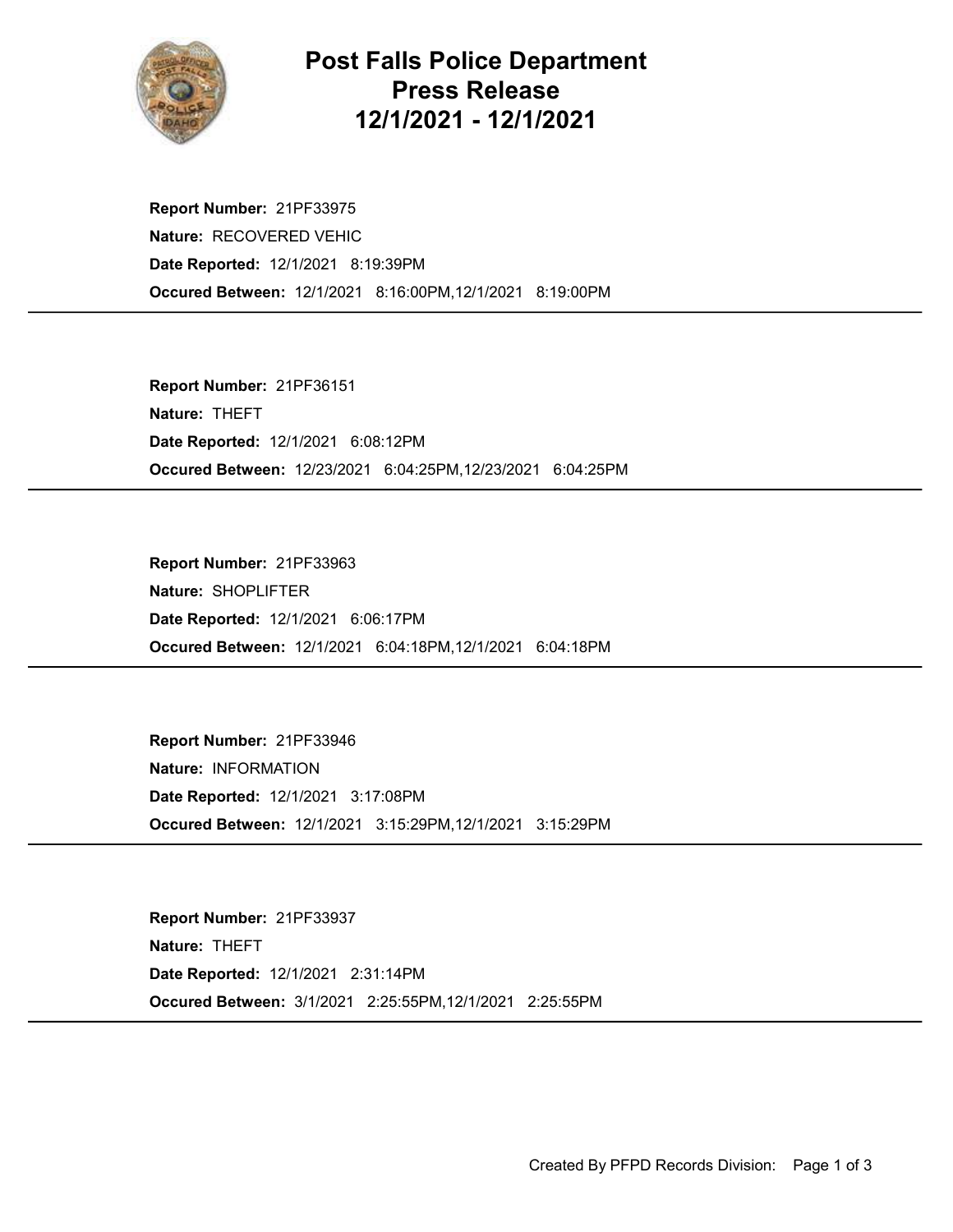# Post Falls Police Department
# Press Release
# 12/1/2021 - 12/1/2021

**Report Number:** 21PF33975
**Nature:** RECOVERED VEHIC
**Date Reported:** 12/1/2021 8:19:39PM
**Occured Between:** 12/1/2021 8:16:00PM,12/1/2021 8:19:00PM

---

**Report Number:** 21PF36151
**Nature:** THEFT
**Date Reported:** 12/1/2021 6:08:12PM
**Occured Between:** 12/23/2021 6:04:25PM,12/23/2021 6:04:25PM

---

**Report Number:** 21PF33963
**Nature:** SHOPLIFTER
**Date Reported:** 12/1/2021 6:06:17PM
**Occured Between:** 12/1/2021 6:04:18PM,12/1/2021 6:04:18PM

---

**Report Number:** 21PF33946
**Nature:** INFORMATION
**Date Reported:** 12/1/2021 3:17:08PM
**Occured Between:** 12/1/2021 3:15:29PM,12/1/2021 3:15:29PM

---

**Report Number:** 21PF33937
**Nature:** THEFT
**Date Reported:** 12/1/2021 2:31:14PM
**Occured Between:** 3/1/2021 2:25:55PM,12/1/2021 2:25:55PM

---

Created By PFPD Records Division: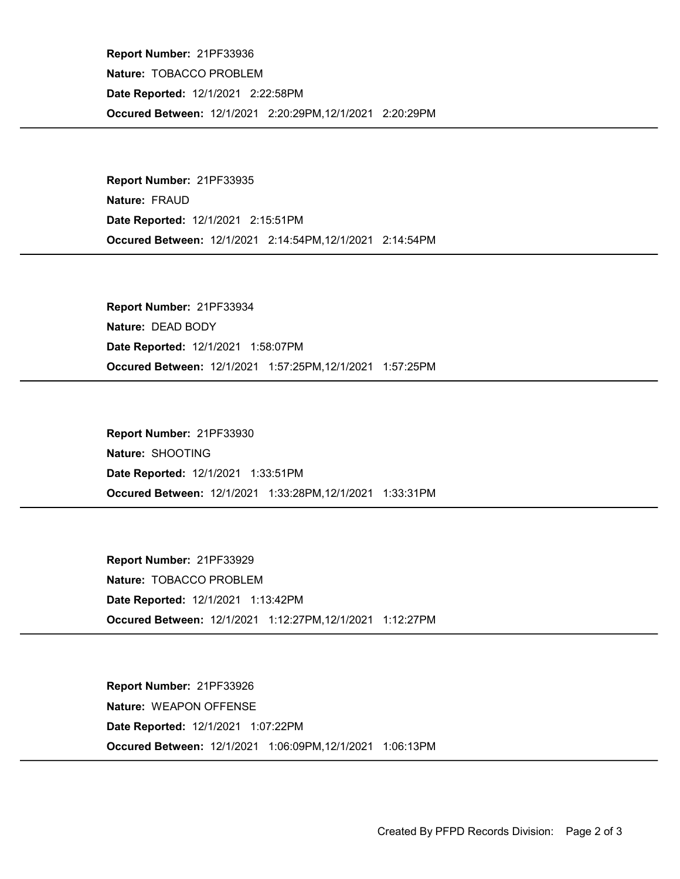**Report Number:** 21PF33936
**Nature:** TOBACCO PROBLEM
**Date Reported:** 12/1/2021 2:22:58PM
**Occured Between:** 12/1/2021 2:20:29PM,12/1/2021 2:20:29PM

---

**Report Number:** 21PF33935
**Nature:** FRAUD
**Date Reported:** 12/1/2021 2:15:51PM
**Occured Between:** 12/1/2021 2:14:54PM,12/1/2021 2:14:54PM

---

**Report Number:** 21PF33934
**Nature:** DEAD BODY
**Date Reported:** 12/1/2021 1:58:07PM
**Occured Between:** 12/1/2021 1:57:25PM,12/1/2021 1:57:25PM

---

**Report Number:** 21PF33930
**Nature:** SHOOTING
**Date Reported:** 12/1/2021 1:33:51PM
**Occured Between:** 12/1/2021 1:33:28PM,12/1/2021 1:33:31PM

---

**Report Number:** 21PF33929
**Nature:** TOBACCO PROBLEM
**Date Reported:** 12/1/2021 1:13:42PM
**Occured Between:** 12/1/2021 1:12:27PM,12/1/2021 1:12:27PM

---

**Report Number:** 21PF33926
**Nature:** WEAPON OFFENSE
**Date Reported:** 12/1/2021 1:07:22PM
**Occured Between:** 12/1/2021 1:06:09PM,12/1/2021 1:06:13PM

---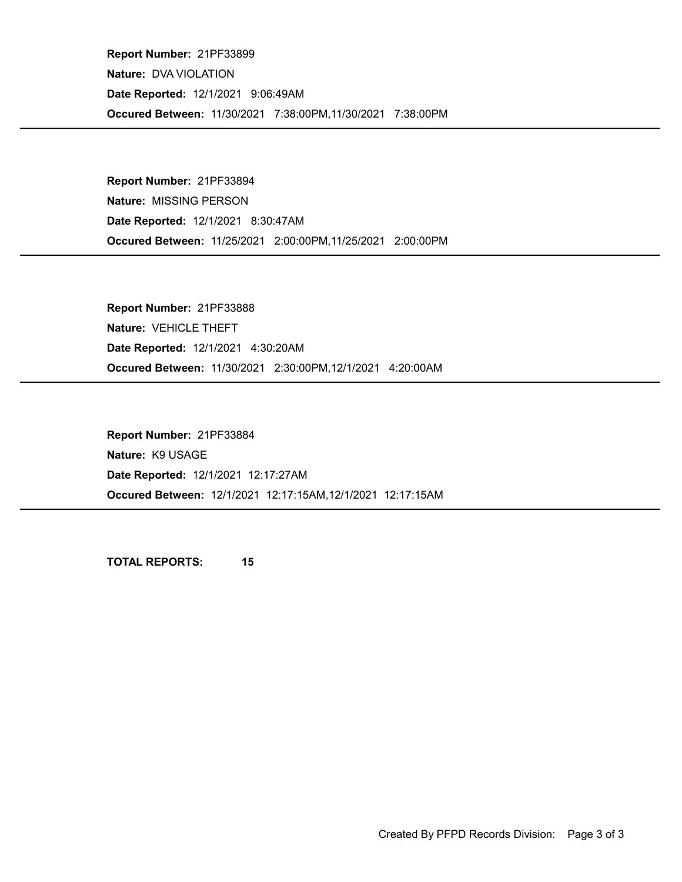**Report Number:** 21PF33899

**Nature:** DVA VIOLATION

**Date Reported:** 12/1/2021 9:06:49AM

**Occured Between:** 11/30/2021 7:38:00PM,11/30/2021 7:38:00PM

---

**Report Number:** 21PF33894

**Nature:** MISSING PERSON

**Date Reported:** 12/1/2021 8:30:47AM

**Occured Between:** 11/25/2021 2:00:00PM,11/25/2021 2:00:00PM

---

**Report Number:** 21PF33888

**Nature:** VEHICLE THEFT

**Date Reported:** 12/1/2021 4:30:20AM

**Occured Between:** 11/30/2021 2:30:00PM,12/1/2021 4:20:00AM

---

**Report Number:** 21PF33884

**Nature:** K9 USAGE

**Date Reported:** 12/1/2021 12:17:27AM

**Occured Between:** 12/1/2021 12:17:15AM,12/1/2021 12:17:15AM

---

**TOTAL REPORTS:** **15**

Created By PFPD Records Division: